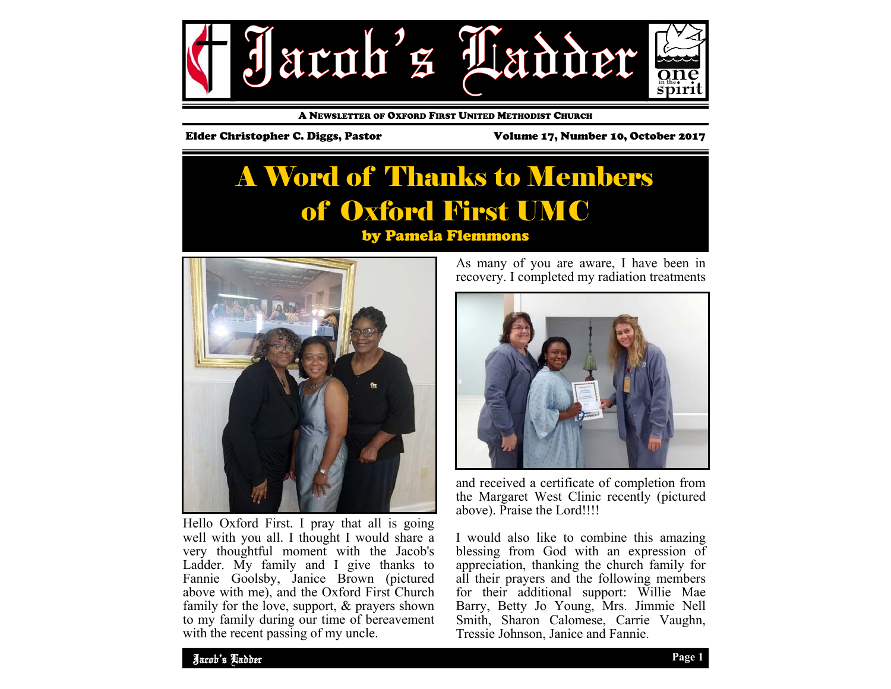# Jacob's Ladder

A NEWSLETTER OF OXFORD FIRST UNITED METHODIST CHURCH

**Elder Christopher C. Diggs, Pastor**

**Volume 17, Number 10, October 2017**

## A Word of Thanks to Members of Oxford First UMC

**by Pamela Flemmons**

Hello Oxford First. I pray that all is going well with you all. I thought I would share a very thoughtful moment with the Jacob's Ladder. My family and I give thanks to Fannie Goolsby, Janice Brown (pictured above with me), and the Oxford First Church family for the love, support, & prayers shown to my family during our time of bereavement with the recent passing of my uncle.

As many of you are aware, I have been in recovery. I completed my radiation treatments and received a certificate of completion from the Margaret West Clinic recently (pictured above). Praise the Lord!!!!

I would also like to combine this amazing blessing from God with an expression of appreciation, thanking the church family for all their prayers and the following members for their additional support: Willie Mae Barry, Betty Jo Young, Mrs. Jimmie Nell Smith, Sharon Calomese, Carrie Vaughn, Tressie Johnson, Janice and Fannie.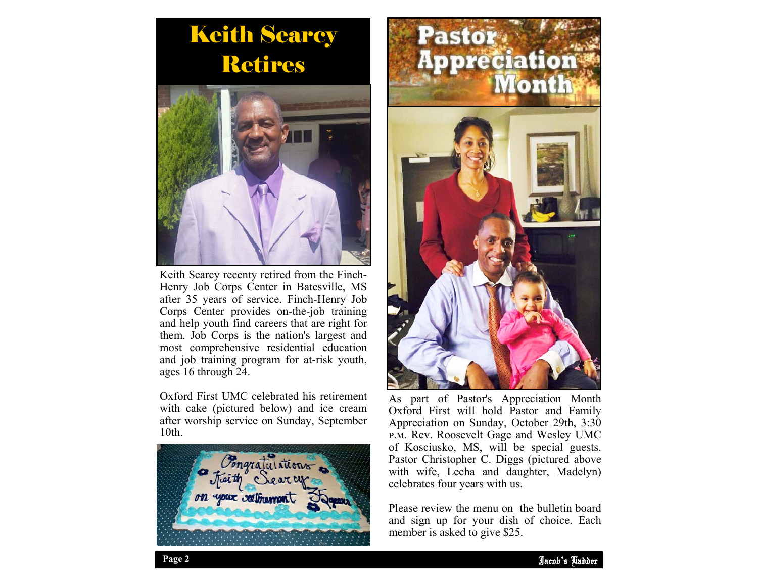# Keith Searcy Retires

Keith Searcy recenty retired from the Finch-Henry Job Corps Center in Batesville, MS after 35 years of service. Finch-Henry Job Corps Center provides on-the-job training and help youth find careers that are right for them. Job Corps is the nation's largest and most comprehensive residential education and job training program for at-risk youth, ages 16 through 24.

Oxford First UMC celebrated his retirement with cake (pictured below) and ice cream after worship service on Sunday, September 10th.

# Pastor Appreciation Month

As part of Pastor's Appreciation Month Oxford First will hold Pastor and Family Appreciation on Sunday, October 29th, 3:30 P.M. Rev. Roosevelt Gage and Wesley UMC of Kosciusko, MS, will be special guests. Pastor Christopher C. Diggs (pictured above with wife, Lecha and daughter, Madelyn) celebrates four years with us.

Please review the menu on the bulletin board and sign up for your dish of choice. Each member is asked to give $25.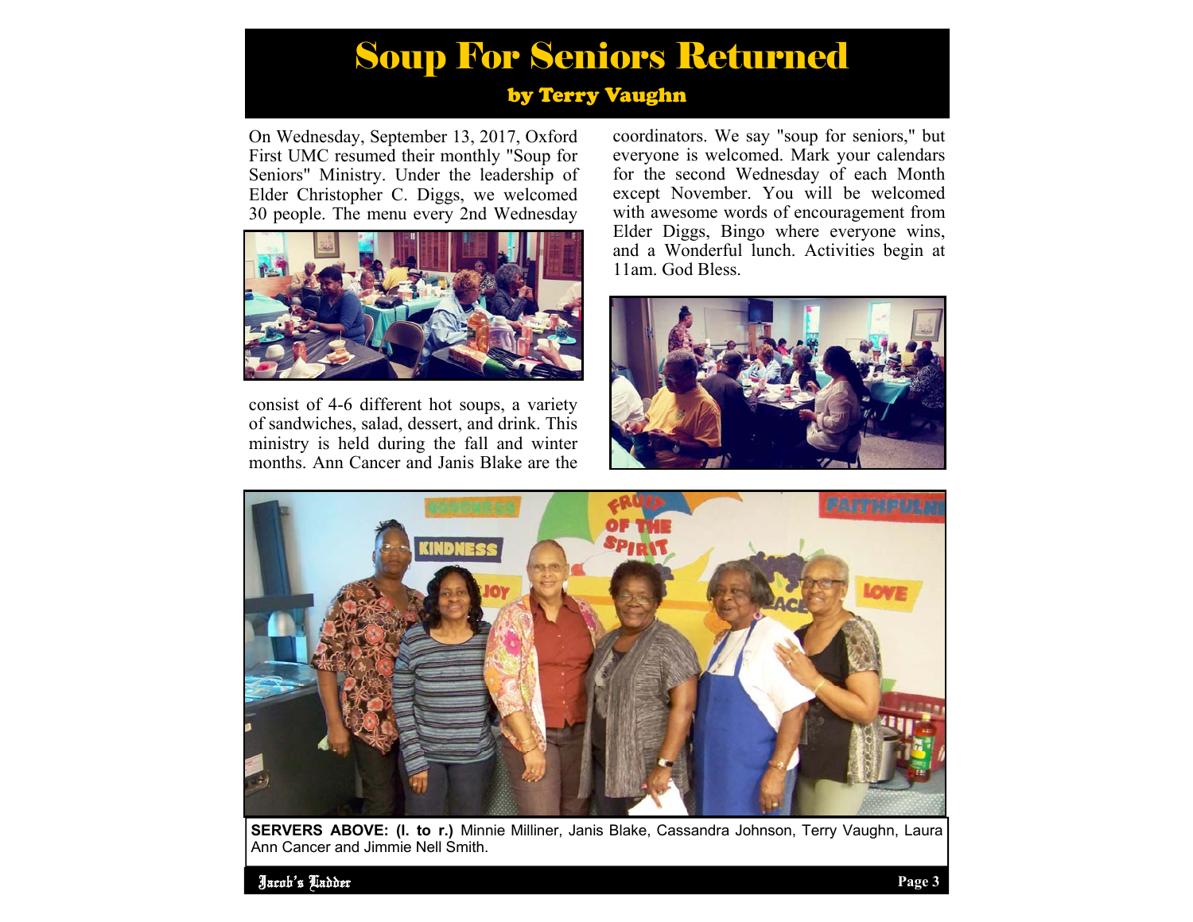# Soup For Seniors Returned

### by Terry Vaughn

On Wednesday, September 13, 2017, Oxford First UMC resumed their monthly "Soup for Seniors" Ministry. Under the leadership of Elder Christopher C. Diggs, we welcomed 30 people. The menu every 2nd Wednesday consist of 4-6 different hot soups, a variety of sandwiches, salad, dessert, and drink. This ministry is held during the fall and winter months. Ann Cancer and Janis Blake are the coordinators. We say "soup for seniors," but everyone is welcomed. Mark your calendars for the second Wednesday of each Month except November. You will be welcomed with awesome words of encouragement from Elder Diggs, Bingo where everyone wins, and a Wonderful lunch. Activities begin at 11am. God Bless.

**SERVERS ABOVE: (l. to r.)** Minnie Milliner, Janis Blake, Cassandra Johnson, Terry Vaughn, Laura Ann Cancer and Jimmie Nell Smith.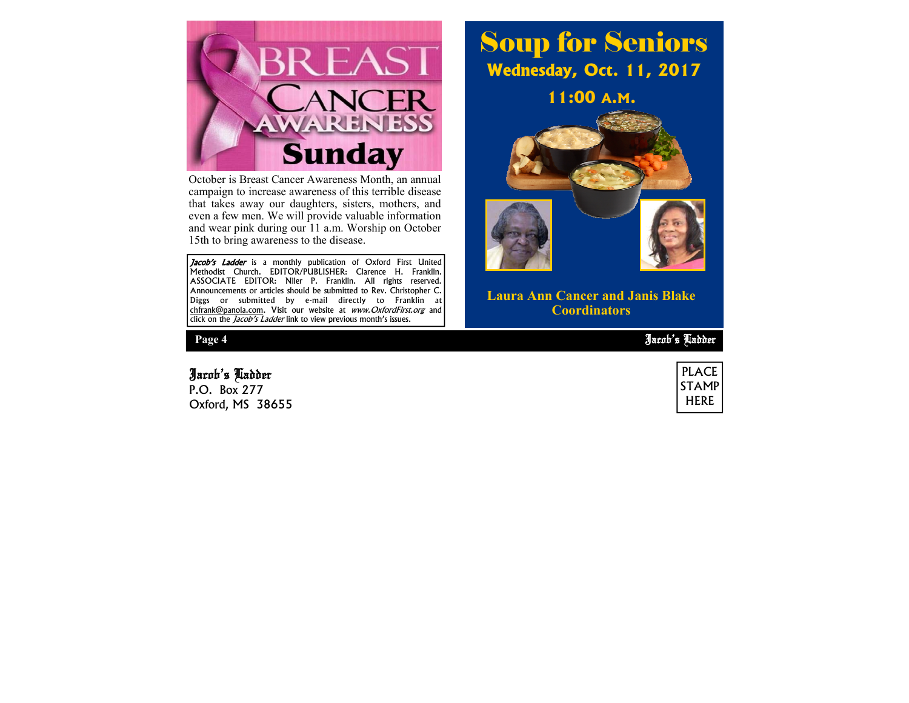# Breast Cancer Awareness Sunday

October is Breast Cancer Awareness Month, an annual campaign to increase awareness of this terrible disease that takes away our daughters, sisters, mothers, and even a few men. We will provide valuable information and wear pink during our 11 a.m. Worship on October 15th to bring awareness to the disease.

*Jacob's Ladder* is a monthly publication of Oxford First United Methodist Church. EDITOR/PUBLISHER: Clarence H. Franklin. ASSOCIATE EDITOR: Niler P. Franklin. All rights reserved. Announcements or articles should be submitted to Rev. Christopher C. Diggs or submitted by e-mail directly to Franklin at chfrank@panola.com. Visit our website at *www.OxfordFirst.org* and click on the *Jacob's Ladder* link to view previous month's issues.

# Soup for Seniors

**Wednesday, Oct. 11, 2017**

**11:00 A.M.**

**Laura Ann Cancer and Janis Blake Coordinators**

Jacob's Ladder
P.O. Box 277
Oxford, MS 38655

PLACE STAMP HERE